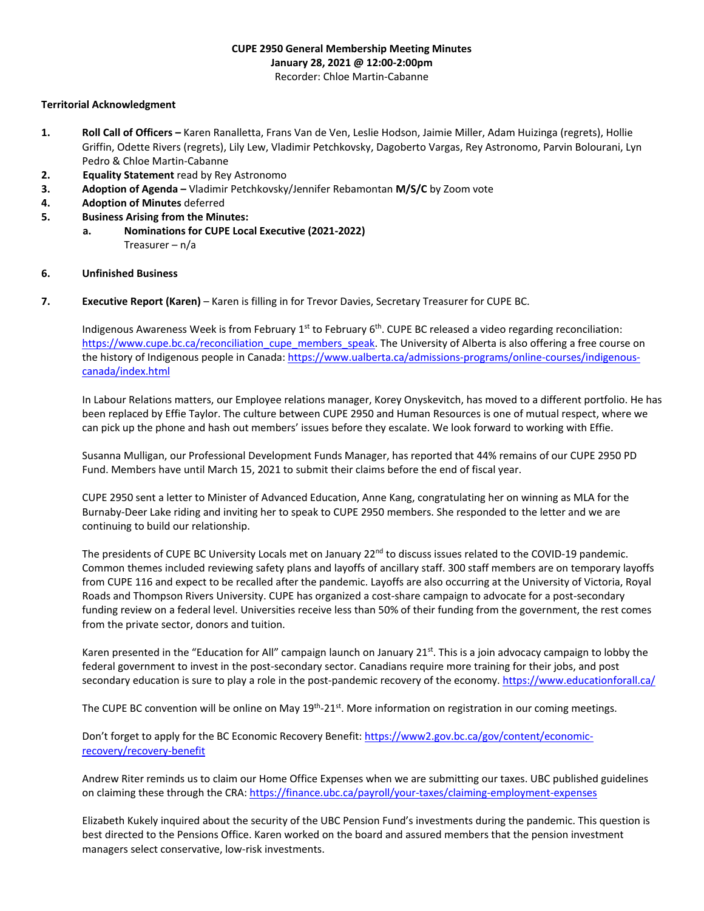**CUPE 2950 General Membership Meeting Minutes**
**January 28, 2021 @ 12:00-2:00pm**
Recorder: Chloe Martin-Cabanne

**Territorial Acknowledgment**

1. **Roll Call of Officers –** Karen Ranalletta, Frans Van de Ven, Leslie Hodson, Jaimie Miller, Adam Huizinga (regrets), Hollie Griffin, Odette Rivers (regrets), Lily Lew, Vladimir Petchkovsky, Dagoberto Vargas, Rey Astronomo, Parvin Bolourani, Lyn Pedro & Chloe Martin-Cabanne
2. **Equality Statement** read by Rey Astronomo
3. **Adoption of Agenda –** Vladimir Petchkovsky/Jennifer Rebamontan **M/S/C** by Zoom vote
4. **Adoption of Minutes** deferred
5. **Business Arising from the Minutes:**
   a. **Nominations for CUPE Local Executive (2021-2022)**
      Treasurer – n/a

6. **Unfinished Business**

7. **Executive Report (Karen)** – Karen is filling in for Trevor Davies, Secretary Treasurer for CUPE BC.

   Indigenous Awareness Week is from February 1st to February 6th. CUPE BC released a video regarding reconciliation: https://www.cupe.bc.ca/reconciliation_cupe_members_speak. The University of Alberta is also offering a free course on the history of Indigenous people in Canada: https://www.ualberta.ca/admissions-programs/online-courses/indigenous-canada/index.html

   In Labour Relations matters, our Employee relations manager, Korey Onyskevitch, has moved to a different portfolio. He has been replaced by Effie Taylor. The culture between CUPE 2950 and Human Resources is one of mutual respect, where we can pick up the phone and hash out members' issues before they escalate. We look forward to working with Effie.

   Susanna Mulligan, our Professional Development Funds Manager, has reported that 44% remains of our CUPE 2950 PD Fund. Members have until March 15, 2021 to submit their claims before the end of fiscal year.

   CUPE 2950 sent a letter to Minister of Advanced Education, Anne Kang, congratulating her on winning as MLA for the Burnaby-Deer Lake riding and inviting her to speak to CUPE 2950 members. She responded to the letter and we are continuing to build our relationship.

   The presidents of CUPE BC University Locals met on January 22nd to discuss issues related to the COVID-19 pandemic. Common themes included reviewing safety plans and layoffs of ancillary staff. 300 staff members are on temporary layoffs from CUPE 116 and expect to be recalled after the pandemic. Layoffs are also occurring at the University of Victoria, Royal Roads and Thompson Rivers University. CUPE has organized a cost-share campaign to advocate for a post-secondary funding review on a federal level. Universities receive less than 50% of their funding from the government, the rest comes from the private sector, donors and tuition.

   Karen presented in the "Education for All" campaign launch on January 21st. This is a join advocacy campaign to lobby the federal government to invest in the post-secondary sector. Canadians require more training for their jobs, and post secondary education is sure to play a role in the post-pandemic recovery of the economy. https://www.educationforall.ca/

   The CUPE BC convention will be online on May 19th-21st. More information on registration in our coming meetings.

   Don't forget to apply for the BC Economic Recovery Benefit: https://www2.gov.bc.ca/gov/content/economic-recovery/recovery-benefit

   Andrew Riter reminds us to claim our Home Office Expenses when we are submitting our taxes. UBC published guidelines on claiming these through the CRA: https://finance.ubc.ca/payroll/your-taxes/claiming-employment-expenses

   Elizabeth Kukely inquired about the security of the UBC Pension Fund's investments during the pandemic. This question is best directed to the Pensions Office. Karen worked on the board and assured members that the pension investment managers select conservative, low-risk investments.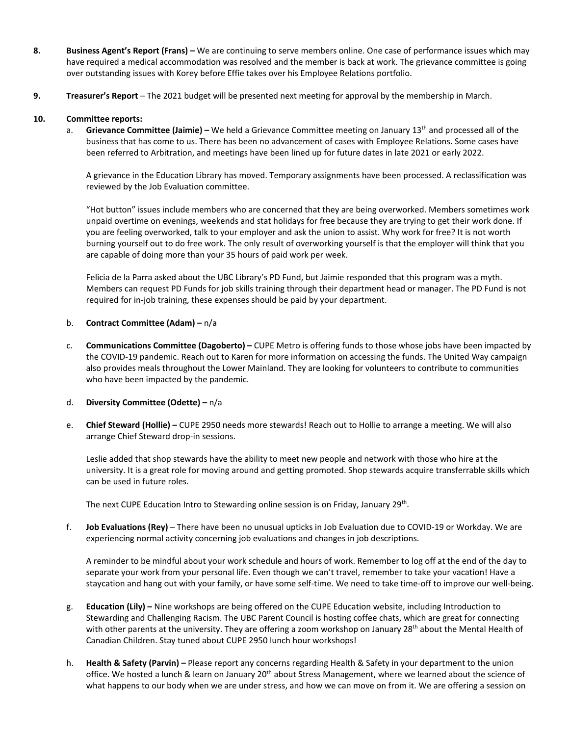8. **Business Agent's Report (Frans) –** We are continuing to serve members online. One case of performance issues which may have required a medical accommodation was resolved and the member is back at work. The grievance committee is going over outstanding issues with Korey before Effie takes over his Employee Relations portfolio.

9. **Treasurer's Report** – The 2021 budget will be presented next meeting for approval by the membership in March.

10. **Committee reports:**

    a. **Grievance Committee (Jaimie) –** We held a Grievance Committee meeting on January 13th and processed all of the business that has come to us. There has been no advancement of cases with Employee Relations. Some cases have been referred to Arbitration, and meetings have been lined up for future dates in late 2021 or early 2022.

    A grievance in the Education Library has moved. Temporary assignments have been processed. A reclassification was reviewed by the Job Evaluation committee.

    "Hot button" issues include members who are concerned that they are being overworked. Members sometimes work unpaid overtime on evenings, weekends and stat holidays for free because they are trying to get their work done. If you are feeling overworked, talk to your employer and ask the union to assist. Why work for free? It is not worth burning yourself out to do free work. The only result of overworking yourself is that the employer will think that you are capable of doing more than your 35 hours of paid work per week.

    Felicia de la Parra asked about the UBC Library's PD Fund, but Jaimie responded that this program was a myth. Members can request PD Funds for job skills training through their department head or manager. The PD Fund is not required for in-job training, these expenses should be paid by your department.

    b. **Contract Committee (Adam) –** n/a

    c. **Communications Committee (Dagoberto) –** CUPE Metro is offering funds to those whose jobs have been impacted by the COVID-19 pandemic. Reach out to Karen for more information on accessing the funds. The United Way campaign also provides meals throughout the Lower Mainland. They are looking for volunteers to contribute to communities who have been impacted by the pandemic.

    d. **Diversity Committee (Odette) –** n/a

    e. **Chief Steward (Hollie) –** CUPE 2950 needs more stewards! Reach out to Hollie to arrange a meeting. We will also arrange Chief Steward drop-in sessions.

    Leslie added that shop stewards have the ability to meet new people and network with those who hire at the university. It is a great role for moving around and getting promoted. Shop stewards acquire transferrable skills which can be used in future roles.

    The next CUPE Education Intro to Stewarding online session is on Friday, January 29th.

    f. **Job Evaluations (Rey)** – There have been no unusual upticks in Job Evaluation due to COVID-19 or Workday. We are experiencing normal activity concerning job evaluations and changes in job descriptions.

    A reminder to be mindful about your work schedule and hours of work. Remember to log off at the end of the day to separate your work from your personal life. Even though we can't travel, remember to take your vacation! Have a staycation and hang out with your family, or have some self-time. We need to take time-off to improve our well-being.

    g. **Education (Lily) –** Nine workshops are being offered on the CUPE Education website, including Introduction to Stewarding and Challenging Racism. The UBC Parent Council is hosting coffee chats, which are great for connecting with other parents at the university. They are offering a zoom workshop on January 28th about the Mental Health of Canadian Children. Stay tuned about CUPE 2950 lunch hour workshops!

    h. **Health & Safety (Parvin) –** Please report any concerns regarding Health & Safety in your department to the union office. We hosted a lunch & learn on January 20th about Stress Management, where we learned about the science of what happens to our body when we are under stress, and how we can move on from it. We are offering a session on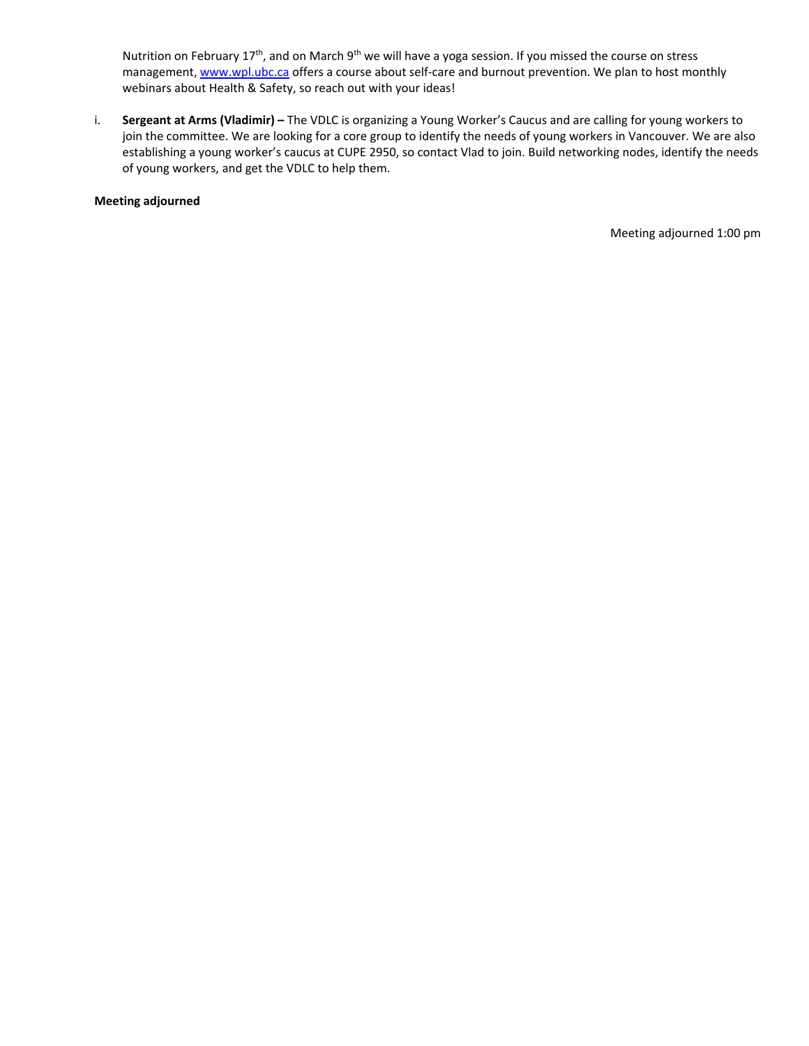Nutrition on February 17th, and on March 9th we will have a yoga session. If you missed the course on stress management, [www.wpl.ubc.ca](http://www.wpl.ubc.ca) offers a course about self-care and burnout prevention. We plan to host monthly webinars about Health & Safety, so reach out with your ideas!

i. **Sergeant at Arms (Vladimir) –** The VDLC is organizing a Young Worker's Caucus and are calling for young workers to join the committee. We are looking for a core group to identify the needs of young workers in Vancouver. We are also establishing a young worker's caucus at CUPE 2950, so contact Vlad to join. Build networking nodes, identify the needs of young workers, and get the VDLC to help them.

**Meeting adjourned**

Meeting adjourned 1:00 pm